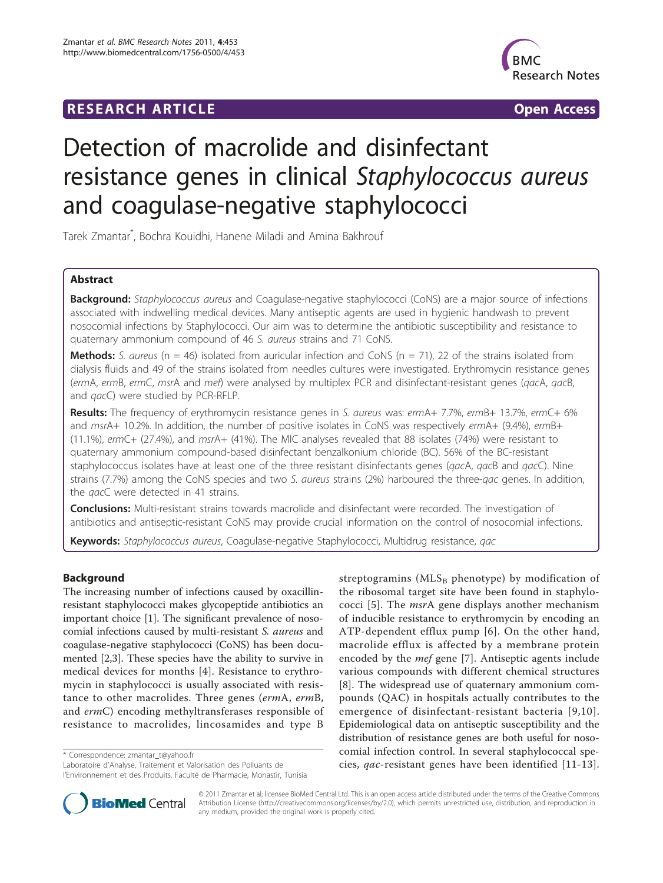# Detection of macrolide and disinfectant resistance genes in clinical *Staphylococcus aureus* and coagulase-negative staphylococci

Tarek Zmantar*, Bochra Kouidhi, Hanene Miladi and Amina Bakhrouf

## Abstract

**Background:** *Staphylococcus aureus* and Coagulase-negative staphylococci (CoNS) are a major source of infections associated with indwelling medical devices. Many antiseptic agents are used in hygienic handwash to prevent nosocomial infections by Staphylococci. Our aim was to determine the antibiotic susceptibility and resistance to quaternary ammonium compound of 46 *S. aureus* strains and 71 CoNS.

**Methods:** *S. aureus* (n = 46) isolated from auricular infection and CoNS (n = 71), 22 of the strains isolated from dialysis fluids and 49 of the strains isolated from needles cultures were investigated. Erythromycin resistance genes (*erm*A, *erm*B, *erm*C, *msr*A and *mef*) were analysed by multiplex PCR and disinfectant-resistant genes (*qac*A, *qac*B, and *qac*C) were studied by PCR-RFLP.

**Results:** The frequency of erythromycin resistance genes in *S. aureus* was: *erm*A+ 7.7%, *erm*B+ 13.7%, *erm*C+ 6% and *msr*A+ 10.2%. In addition, the number of positive isolates in CoNS was respectively *erm*A+ (9.4%), *erm*B+ (11.1%), *erm*C+ (27.4%), and *msr*A+ (41%). The MIC analyses revealed that 88 isolates (74%) were resistant to quaternary ammonium compound-based disinfectant benzalkonium chloride (BC). 56% of the BC-resistant staphylococcus isolates have at least one of the three resistant disinfectants genes (*qac*A, *qac*B and *qac*C). Nine strains (7.7%) among the CoNS species and two *S. aureus* strains (2%) harboured the three-*qac* genes. In addition, the *qac*C were detected in 41 strains.

**Conclusions:** Multi-resistant strains towards macrolide and disinfectant were recorded. The investigation of antibiotics and antiseptic-resistant CoNS may provide crucial information on the control of nosocomial infections.

**Keywords:** *Staphylococcus aureus*, Coagulase-negative Staphylococci, Multidrug resistance, *qac*

## Background

The increasing number of infections caused by oxacillin-resistant staphylococci makes glycopeptide antibiotics an important choice [1]. The significant prevalence of nosocomial infections caused by multi-resistant *S. aureus* and coagulase-negative staphylococci (CoNS) has been documented [2,3]. These species have the ability to survive in medical devices for months [4]. Resistance to erythromycin in staphylococci is usually associated with resistance to other macrolides. Three genes (*erm*A, *erm*B, and *erm*C) encoding methyltransferases responsible of resistance to macrolides, lincosamides and type B streptogramins ($MLS_B$ phenotype) by modification of the ribosomal target site have been found in staphylococci [5]. The *msr*A gene displays another mechanism of inducible resistance to erythromycin by encoding an ATP-dependent efflux pump [6]. On the other hand, macrolide efflux is affected by a membrane protein encoded by the *mef* gene [7]. Antiseptic agents include various compounds with different chemical structures [8]. The widespread use of quaternary ammonium compounds (QAC) in hospitals actually contributes to the emergence of disinfectant-resistant bacteria [9,10]. Epidemiological data on antiseptic susceptibility and the distribution of resistance genes are both useful for nosocomial infection control. In several staphylococcal species, *qac*-resistant genes have been identified [11-13].

* Correspondence: zmantar_t@yahoo.fr
Laboratoire d'Analyse, Traitement et Valorisation des Polluants de l'Environnement et des Produits, Faculté de Pharmacie, Monastir, Tunisia

© 2011 Zmantar et al; licensee BioMed Central Ltd. This is an open access article distributed under the terms of the Creative Commons Attribution License (http://creativecommons.org/licenses/by/2.0), which permits unrestricted use, distribution, and reproduction in any medium, provided the original work is properly cited.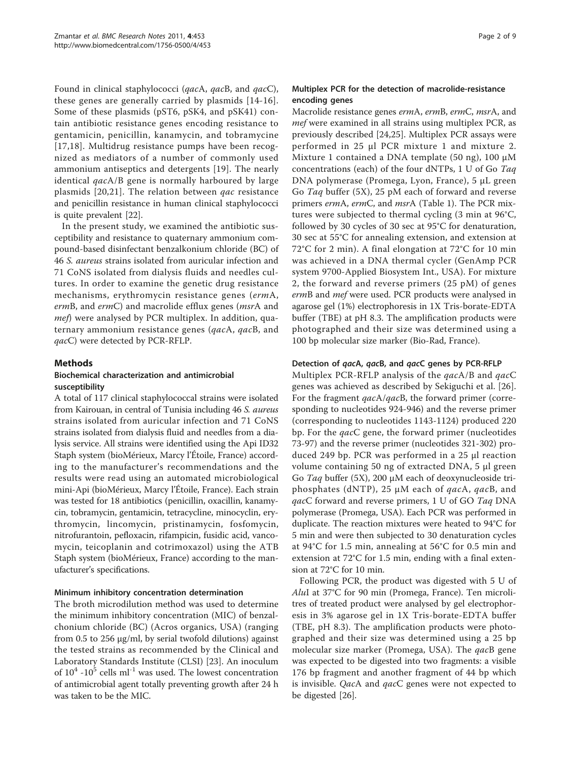Found in clinical staphylococci (*qac*A, *qac*B, and *qac*C), these genes are generally carried by plasmids [14-16]. Some of these plasmids (pST6, pSK4, and pSK41) contain antibiotic resistance genes encoding resistance to gentamicin, penicillin, kanamycin, and tobramycine [17,18]. Multidrug resistance pumps have been recognized as mediators of a number of commonly used ammonium antiseptics and detergents [19]. The nearly identical *qac*A/B gene is normally harboured by large plasmids [20,21]. The relation between *qac* resistance and penicillin resistance in human clinical staphylococci is quite prevalent [22].

In the present study, we examined the antibiotic susceptibility and resistance to quaternary ammonium compound-based disinfectant benzalkonium chloride (BC) of 46 *S. aureus* strains isolated from auricular infection and 71 CoNS isolated from dialysis fluids and needles cultures. In order to examine the genetic drug resistance mechanisms, erythromycin resistance genes (*erm*A, *erm*B, and *erm*C) and macrolide efflux genes (*msr*A and *mef*) were analysed by PCR multiplex. In addition, quaternary ammonium resistance genes (*qac*A, *qac*B, and *qac*C) were detected by PCR-RFLP.

## Methods

### Biochemical characterization and antimicrobial susceptibility

A total of 117 clinical staphylococcal strains were isolated from Kairouan, in central of Tunisia including 46 *S. aureus* strains isolated from auricular infection and 71 CoNS strains isolated from dialysis fluid and needles from a dialysis service. All strains were identified using the Api ID32 Staph system (bioMérieux, Marcy l'Étoile, France) according to the manufacturer's recommendations and the results were read using an automated microbiological mini-Api (bioMérieux, Marcy l'Étoile, France). Each strain was tested for 18 antibiotics (penicillin, oxacillin, kanamycin, tobramycin, gentamicin, tetracycline, minocyclin, erythromycin, lincomycin, pristinamycin, fosfomycin, nitrofurantoin, pefloxacin, rifampicin, fusidic acid, vancomycin, teicoplanin and cotrimoxazol) using the ATB Staph system (bioMérieux, France) according to the manufacturer's specifications.

### Minimum inhibitory concentration determination

The broth microdilution method was used to determine the minimum inhibitory concentration (MIC) of benzalchonium chloride (BC) (Acros organics, USA) (ranging from 0.5 to 256 μg/ml, by serial twofold dilutions) against the tested strains as recommended by the Clinical and Laboratory Standards Institute (CLSI) [23]. An inoculum of $10^4$ -$10^5$ cells $ml^{-1}$ was used. The lowest concentration of antimicrobial agent totally preventing growth after 24 h was taken to be the MIC.

### Multiplex PCR for the detection of macrolide-resistance encoding genes

Macrolide resistance genes *erm*A, *erm*B, *erm*C, *msr*A, and *mef* were examined in all strains using multiplex PCR, as previously described [24,25]. Multiplex PCR assays were performed in 25 μl PCR mixture 1 and mixture 2. Mixture 1 contained a DNA template (50 ng), 100 μM concentrations (each) of the four dNTPs, 1 U of Go *Taq* DNA polymerase (Promega, Lyon, France), 5 μL green Go *Taq* buffer (5X), 25 pM each of forward and reverse primers *erm*A, *erm*C, and *msr*A (Table 1). The PCR mixtures were subjected to thermal cycling (3 min at 96°C, followed by 30 cycles of 30 sec at 95°C for denaturation, 30 sec at 55°C for annealing extension, and extension at 72°C for 2 min). A final elongation at 72°C for 10 min was achieved in a DNA thermal cycler (GenAmp PCR system 9700-Applied Biosystem Int., USA). For mixture 2, the forward and reverse primers (25 pM) of genes *erm*B and *mef* were used. PCR products were analysed in agarose gel (1%) electrophoresis in 1X Tris-borate-EDTA buffer (TBE) at pH 8.3. The amplification products were photographed and their size was determined using a 100 bp molecular size marker (Bio-Rad, France).

### Detection of *qac*A, *qac*B, and *qac*C genes by PCR-RFLP

Multiplex PCR-RFLP analysis of the *qac*A/B and *qac*C genes was achieved as described by Sekiguchi et al. [26]. For the fragment *qac*A/*qac*B, the forward primer (corresponding to nucleotides 924-946) and the reverse primer (corresponding to nucleotides 1143-1124) produced 220 bp. For the *qac*C gene, the forward primer (nucleotides 73-97) and the reverse primer (nucleotides 321-302) produced 249 bp. PCR was performed in a 25 μl reaction volume containing 50 ng of extracted DNA, 5 μl green Go *Taq* buffer (5X), 200 μM each of deoxynucleoside triphosphates (dNTP), 25 μM each of *qac*A, *qac*B, and *qac*C forward and reverse primers, 1 U of GO *Taq* DNA polymerase (Promega, USA). Each PCR was performed in duplicate. The reaction mixtures were heated to 94°C for 5 min and were then subjected to 30 denaturation cycles at 94°C for 1.5 min, annealing at 56°C for 0.5 min and extension at 72°C for 1.5 min, ending with a final extension at 72°C for 10 min.

Following PCR, the product was digested with 5 U of *Alu*I at 37°C for 90 min (Promega, France). Ten microlitres of treated product were analysed by gel electrophoresis in 3% agarose gel in 1X Tris-borate-EDTA buffer (TBE, pH 8.3). The amplification products were photographed and their size was determined using a 25 bp molecular size marker (Promega, USA). The *qac*B gene was expected to be digested into two fragments: a visible 176 bp fragment and another fragment of 44 bp which is invisible. *Qac*A and *qac*C genes were not expected to be digested [26].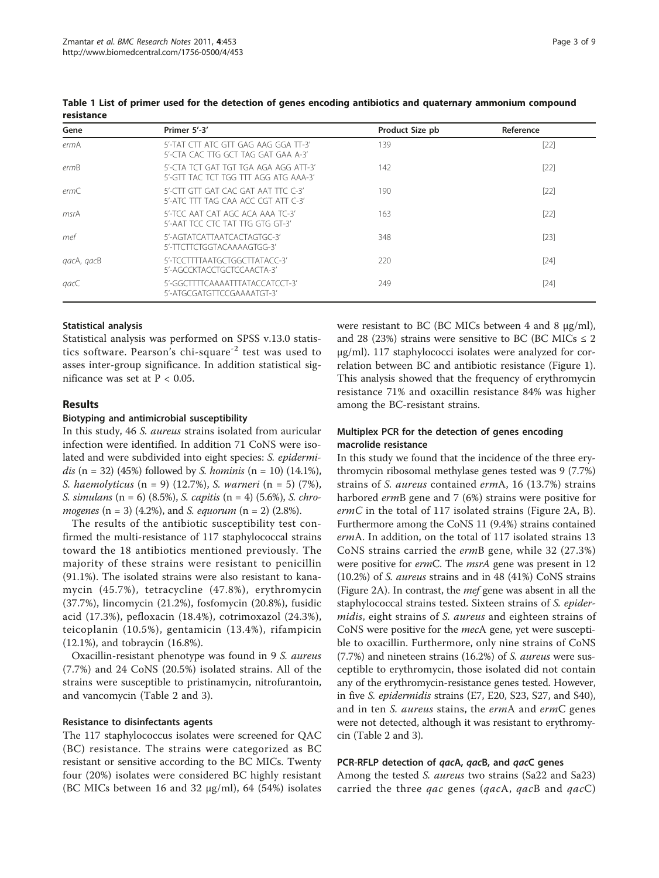**Table 1 List of primer used for the detection of genes encoding antibiotics and quaternary ammonium compound resistance**

| Gene | Primer 5'-3' | Product Size pb | Reference |
|---|---|---|---|
| *erm*A | 5'-TAT CTT ATC GTT GAG AAG GGA TT-3'<br>5'-CTA CAC TTG GCT TAG GAT GAA A-3' | 139 | [22] |
| *erm*B | 5'-CTA TCT GAT TGT TGA AGA AGG ATT-3'<br>5'-GTT TAC TCT TGG TTT AGG ATG AAA-3' | 142 | [22] |
| *erm*C | 5'-CTT GTT GAT CAC GAT AAT TTC C-3'<br>5'-ATC TTT TAG CAA ACC CGT ATT C-3' | 190 | [22] |
| *msr*A | 5'-TCC AAT CAT AGC ACA AAA TC-3'<br>5'-AAT TCC CTC TAT TTG GTG GT-3' | 163 | [22] |
| *mef* | 5'-AGTATCATTAATCACTAGTGC-3'<br>5'-TTCTTCTGGTACAAAAGTGG-3' | 348 | [23] |
| *qac*A, *qac*B | 5'-TCCTTTTTAATGCTGGCTTATACC-3'<br>5'-AGCCKTACCTGCTCCAACTA-3' | 220 | [24] |
| *qac*C | 5'-GGCTTTTCAAAATTTATACCATCCT-3'<br>5'-ATGCGATGTTCCGAAAATGT-3' | 249 | [24] |

### Statistical analysis

Statistical analysis was performed on SPSS v.13.0 statistics software. Pearson's chi-square$^{-2}$ test was used to asses inter-group significance. In addition statistical significance was set at $P < 0.05$.

## Results

### Biotyping and antimicrobial susceptibility

In this study, 46 *S. aureus* strains isolated from auricular infection were identified. In addition 71 CoNS were isolated and were subdivided into eight species: *S. epidermidis* (n = 32) (45%) followed by *S. hominis* (n = 10) (14.1%), *S. haemolyticus* (n = 9) (12.7%), *S. warneri* (n = 5) (7%), *S. simulans* (n = 6) (8.5%), *S. capitis* (n = 4) (5.6%), *S. chromogenes* (n = 3) (4.2%), and *S. equorum* (n = 2) (2.8%).

The results of the antibiotic susceptibility test confirmed the multi-resistance of 117 staphylococcal strains toward the 18 antibiotics mentioned previously. The majority of these strains were resistant to penicillin (91.1%). The isolated strains were also resistant to kanamycin (45.7%), tetracycline (47.8%), erythromycin (37.7%), lincomycin (21.2%), fosfomycin (20.8%), fusidic acid (17.3%), pefloxacin (18.4%), cotrimoxazol (24.3%), teicoplanin (10.5%), gentamicin (13.4%), rifampicin (12.1%), and tobraycin (16.8%).

Oxacillin-resistant phenotype was found in 9 *S. aureus* (7.7%) and 24 CoNS (20.5%) isolated strains. All of the strains were susceptible to pristinamycin, nitrofurantoin, and vancomycin (Table 2 and 3).

### Resistance to disinfectants agents

The 117 staphylococcus isolates were screened for QAC (BC) resistance. The strains were categorized as BC resistant or sensitive according to the BC MICs. Twenty four (20%) isolates were considered BC highly resistant (BC MICs between 16 and 32 μg/ml), 64 (54%) isolates were resistant to BC (BC MICs between 4 and 8 μg/ml), and 28 (23%) strains were sensitive to BC (BC MICs ≤ 2 μg/ml). 117 staphylococci isolates were analyzed for correlation between BC and antibiotic resistance (Figure 1). This analysis showed that the frequency of erythromycin resistance 71% and oxacillin resistance 84% was higher among the BC-resistant strains.

### Multiplex PCR for the detection of genes encoding macrolide resistance

In this study we found that the incidence of the three erythromycin ribosomal methylase genes tested was 9 (7.7%) strains of *S. aureus* contained *erm*A, 16 (13.7%) strains harbored *erm*B gene and 7 (6%) strains were positive for *ermC* in the total of 117 isolated strains (Figure 2A, B). Furthermore among the CoNS 11 (9.4%) strains contained *erm*A. In addition, on the total of 117 isolated strains 13 CoNS strains carried the *erm*B gene, while 32 (27.3%) were positive for *erm*C. The *msrA* gene was present in 12 (10.2%) of *S. aureus* strains and in 48 (41%) CoNS strains (Figure 2A). In contrast, the *mef* gene was absent in all the staphylococcal strains tested. Sixteen strains of *S. epidermidis*, eight strains of *S. aureus* and eighteen strains of CoNS were positive for the *mec*A gene, yet were susceptible to oxacillin. Furthermore, only nine strains of CoNS (7.7%) and nineteen strains (16.2%) of *S. aureus* were susceptible to erythromycin, those isolated did not contain any of the erythromycin-resistance genes tested. However, in five *S. epidermidis* strains (E7, E20, S23, S27, and S40), and in ten *S. aureus* stains, the *erm*A and *erm*C genes were not detected, although it was resistant to erythromycin (Table 2 and 3).

### PCR-RFLP detection of *qac*A, *qac*B, and *qac*C genes

Among the tested *S. aureus* two strains (Sa22 and Sa23) carried the three *qac* genes (*qac*A, *qac*B and *qac*C)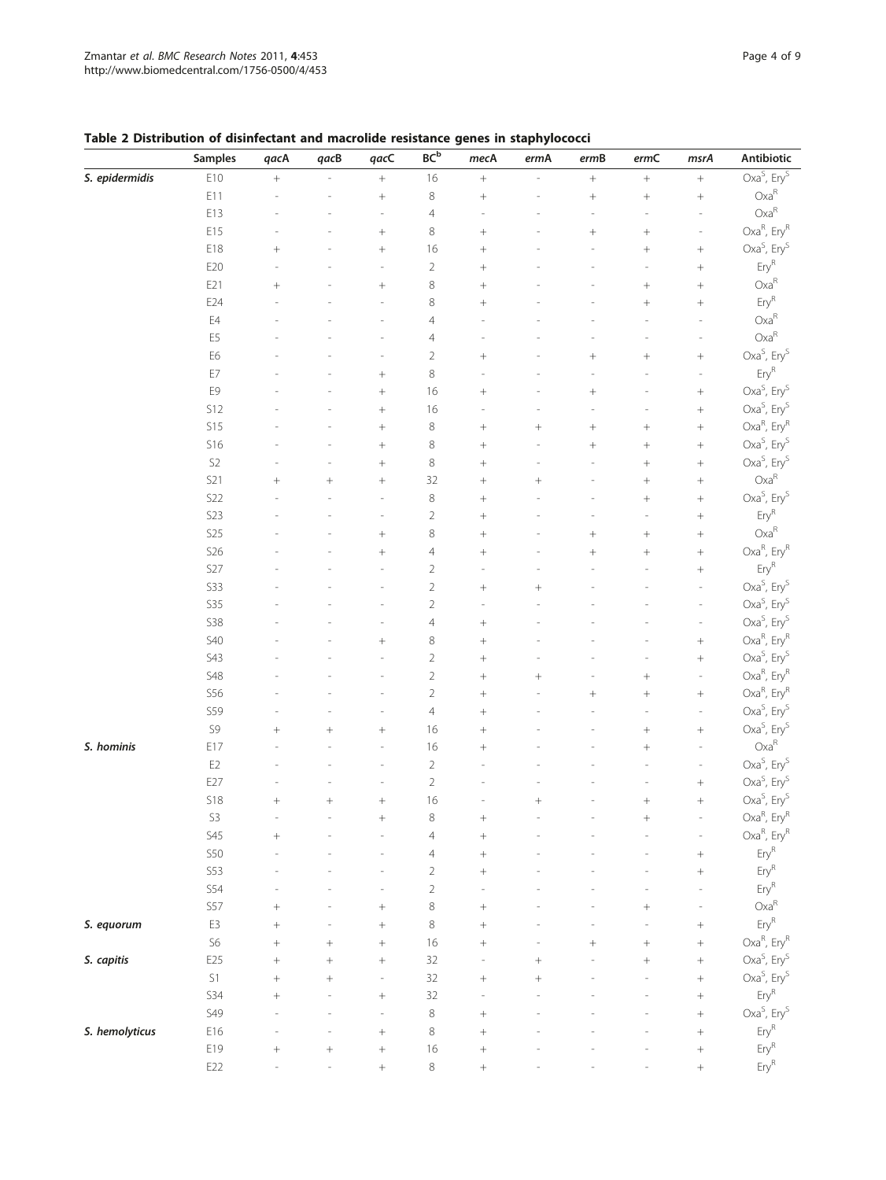**Table 2 Distribution of disinfectant and macrolide resistance genes in staphylococci**

| | Samples | *qac*A | *qac*B | *qac*C | BC[b] | *mec*A | *erm*A | *erm*B | *erm*C | *msr*A | Antibiotic |
|---|---|---|---|---|---|---|---|---|---|---|---|
| *S. epidermidis* | E10 | + | - | + | 16 | + | - | + | + | + | $Oxa^S$, $Ery^S$ |
| | E11 | - | - | + | 8 | + | - | + | + | + | $Oxa^R$ |
| | E13 | - | - | - | 4 | - | - | - | - | - | $Oxa^R$ |
| | E15 | - | - | + | 8 | + | - | + | + | - | $Oxa^R$, $Ery^R$ |
| | E18 | + | - | + | 16 | + | - | - | + | + | $Oxa^S$, $Ery^S$ |
| | E20 | - | - | - | 2 | + | - | - | - | + | $Ery^R$ |
| | E21 | + | - | + | 8 | + | - | - | + | + | $Oxa^R$ |
| | E24 | - | - | - | 8 | + | - | - | + | + | $Ery^R$ |
| | E4 | - | - | - | 4 | - | - | - | - | - | $Oxa^R$ |
| | E5 | - | - | - | 4 | - | - | - | - | - | $Oxa^R$ |
| | E6 | - | - | - | 2 | + | - | + | + | + | $Oxa^S$, $Ery^S$ |
| | E7 | - | - | + | 8 | - | - | - | - | - | $Ery^R$ |
| | E9 | - | - | + | 16 | + | - | + | - | + | $Oxa^S$, $Ery^S$ |
| | S12 | - | - | + | 16 | - | - | - | - | + | $Oxa^S$, $Ery^S$ |
| | S15 | - | - | + | 8 | + | + | + | + | + | $Oxa^R$, $Ery^R$ |
| | S16 | - | - | + | 8 | + | - | + | + | + | $Oxa^S$, $Ery^S$ |
| | S2 | - | - | + | 8 | + | - | - | + | + | $Oxa^S$, $Ery^S$ |
| | S21 | + | + | + | 32 | + | + | - | + | + | $Oxa^R$ |
| | S22 | - | - | - | 8 | + | - | - | + | + | $Oxa^S$, $Ery^S$ |
| | S23 | - | - | - | 2 | + | - | - | - | + | $Ery^R$ |
| | S25 | - | - | + | 8 | + | - | + | + | + | $Oxa^R$ |
| | S26 | - | - | + | 4 | + | - | + | + | + | $Oxa^R$, $Ery^R$ |
| | S27 | - | - | - | 2 | - | - | - | - | + | $Ery^R$ |
| | S33 | - | - | - | 2 | + | + | - | - | - | $Oxa^S$, $Ery^S$ |
| | S35 | - | - | - | 2 | - | - | - | - | - | $Oxa^S$, $Ery^S$ |
| | S38 | - | - | - | 4 | + | - | - | - | - | $Oxa^S$, $Ery^S$ |
| | S40 | - | - | + | 8 | + | - | - | - | + | $Oxa^R$, $Ery^R$ |
| | S43 | - | - | - | 2 | + | - | - | - | + | $Oxa^S$, $Ery^S$ |
| | S48 | - | - | - | 2 | + | + | - | + | - | $Oxa^R$, $Ery^R$ |
| | S56 | - | - | - | 2 | + | - | + | + | + | $Oxa^R$, $Ery^R$ |
| | S59 | - | - | - | 4 | + | - | - | - | - | $Oxa^S$, $Ery^S$ |
| | S9 | + | + | + | 16 | + | - | - | + | + | $Oxa^S$, $Ery^S$ |
| *S. hominis* | E17 | - | - | - | 16 | + | - | - | + | - | $Oxa^R$ |
| | E2 | - | - | - | 2 | - | - | - | - | - | $Oxa^S$, $Ery^S$ |
| | E27 | - | - | - | 2 | - | - | - | - | + | $Oxa^S$, $Ery^S$ |
| | S18 | + | + | + | 16 | - | + | - | + | + | $Oxa^S$, $Ery^S$ |
| | S3 | - | - | + | 8 | + | - | - | + | - | $Oxa^R$, $Ery^R$ |
| | S45 | + | - | - | 4 | + | - | - | - | - | $Oxa^R$, $Ery^R$ |
| | S50 | - | - | - | 4 | + | - | - | - | + | $Ery^R$ |
| | S53 | - | - | - | 2 | + | - | - | - | + | $Ery^R$ |
| | S54 | - | - | - | 2 | - | - | - | - | - | $Ery^R$ |
| | S57 | + | - | + | 8 | + | - | - | + | - | $Oxa^R$ |
| *S. equorum* | E3 | + | - | + | 8 | + | - | - | - | + | $Ery^R$ |
| | S6 | + | + | + | 16 | + | - | + | + | + | $Oxa^R$, $Ery^R$ |
| *S. capitis* | E25 | + | + | + | 32 | - | + | - | + | + | $Oxa^S$, $Ery^S$ |
| | S1 | + | + | - | 32 | + | + | - | - | + | $Oxa^S$, $Ery^S$ |
| | S34 | + | - | + | 32 | - | - | - | - | + | $Ery^R$ |
| | S49 | - | - | - | 8 | + | - | - | - | + | $Oxa^S$, $Ery^S$ |
| *S. hemolyticus* | E16 | - | - | + | 8 | + | - | - | - | + | $Ery^R$ |
| | E19 | + | + | + | 16 | + | - | - | - | + | $Ery^R$ |
| | E22 | - | - | + | 8 | + | - | - | - | + | $Ery^R$ |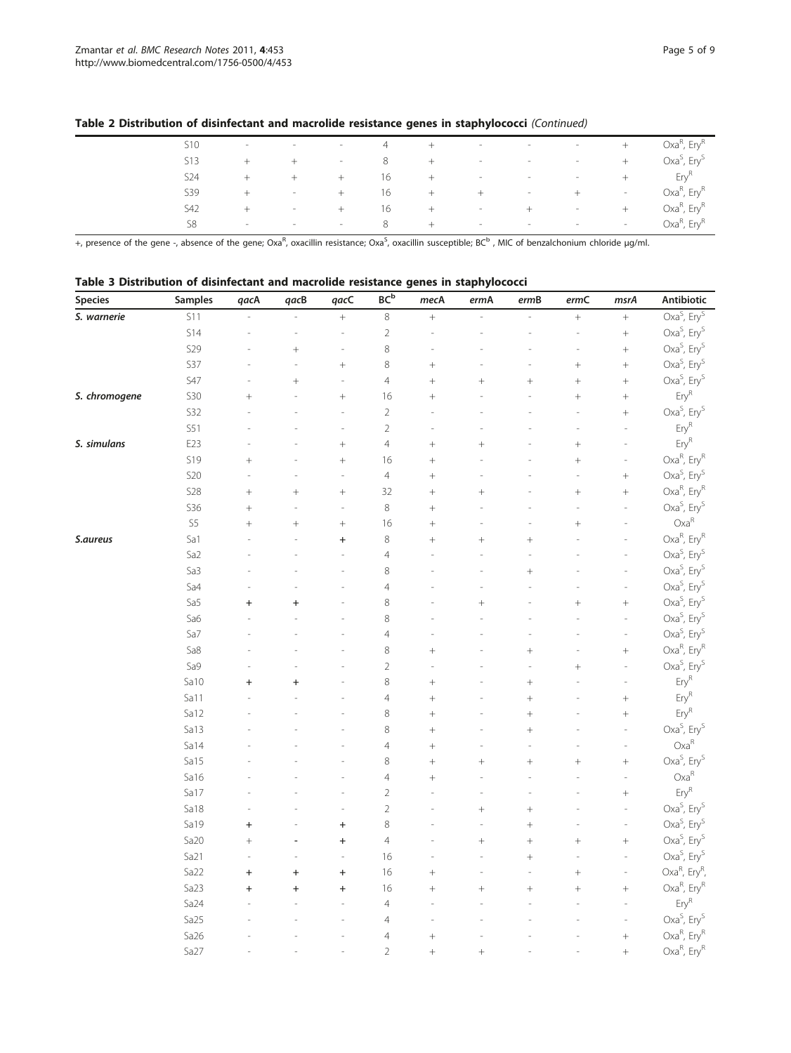**Table 2 Distribution of disinfectant and macrolide resistance genes in staphylococci** *(Continued)*

| | Samples | qacA | qacB | qacC | BC[b] | mecA | ermA | ermB | ermC | msrA | Antibiotic |
|---|---|---|---|---|---|---|---|---|---|---|---|
| | S10 | - | - | - | 4 | + | - | - | - | + | Oxa[R], Ery[R] |
| | S13 | + | + | - | 8 | + | - | - | - | + | Oxa[S], Ery[S] |
| | S24 | + | + | + | 16 | + | - | - | - | + | Ery[R] |
| | S39 | + | - | + | 16 | + | + | - | + | - | Oxa[R], Ery[R] |
| | S42 | + | - | + | 16 | + | - | + | - | + | Oxa[R], Ery[R] |
| | S8 | - | - | - | 8 | + | - | - | - | - | Oxa[R], Ery[R] |

+, presence of the gene -, absence of the gene; Oxa[R], oxacillin resistance; Oxa[S], oxacillin susceptible; BC[b], MIC of benzalchonium chloride µg/ml.

**Table 3 Distribution of disinfectant and macrolide resistance genes in staphylococci**

| Species | Samples | qacA | qacB | qacC | BC[b] | mecA | ermA | ermB | ermC | msrA | Antibiotic |
|---|---|---|---|---|---|---|---|---|---|---|---|
| *S. warnerie* | S11 | - | - | + | 8 | + | - | - | + | + | Oxa[S], Ery[S] |
| | S14 | - | - | - | 2 | - | - | - | - | + | Oxa[S], Ery[S] |
| | S29 | - | + | - | 8 | - | - | - | - | + | Oxa[S], Ery[S] |
| | S37 | - | - | + | 8 | + | - | - | + | + | Oxa[S], Ery[S] |
| | S47 | - | + | - | 4 | + | + | + | + | + | Oxa[S], Ery[S] |
| *S. chromogene* | S30 | + | - | + | 16 | + | - | - | + | + | Ery[R] |
| | S32 | - | - | - | 2 | - | - | - | - | + | Oxa[S], Ery[S] |
| | S51 | - | - | - | 2 | - | - | - | - | - | Ery[R] |
| *S. simulans* | E23 | - | - | + | 4 | + | + | - | + | - | Ery[R] |
| | S19 | + | - | + | 16 | + | - | - | + | - | Oxa[R], Ery[R] |
| | S20 | - | - | - | 4 | + | - | - | - | + | Oxa[S], Ery[S] |
| | S28 | + | + | + | 32 | + | + | - | + | + | Oxa[R], Ery[R] |
| | S36 | + | - | - | 8 | + | - | - | - | - | Oxa[S], Ery[S] |
| | S5 | + | + | + | 16 | + | - | - | + | - | Oxa[R] |
| *S.aureus* | Sa1 | - | - | + | 8 | + | + | + | - | - | Oxa[R], Ery[R] |
| | Sa2 | - | - | - | 4 | - | - | - | - | - | Oxa[S], Ery[S] |
| | Sa3 | - | - | - | 8 | - | - | + | - | - | Oxa[S], Ery[S] |
| | Sa4 | - | - | - | 4 | - | - | - | - | - | Oxa[S], Ery[S] |
| | Sa5 | + | + | - | 8 | - | + | - | + | + | Oxa[S], Ery[S] |
| | Sa6 | - | - | - | 8 | - | - | - | - | - | Oxa[S], Ery[S] |
| | Sa7 | - | - | - | 4 | - | - | - | - | - | Oxa[S], Ery[S] |
| | Sa8 | - | - | - | 8 | + | - | + | - | + | Oxa[R], Ery[R] |
| | Sa9 | - | - | - | 2 | - | - | - | + | - | Oxa[S], Ery[S] |
| | Sa10 | + | + | - | 8 | + | - | + | - | - | Ery[R] |
| | Sa11 | - | - | - | 4 | + | - | + | - | + | Ery[R] |
| | Sa12 | - | - | - | 8 | + | - | + | - | + | Ery[R] |
| | Sa13 | - | - | - | 8 | + | - | + | - | - | Oxa[S], Ery[S] |
| | Sa14 | - | - | - | 4 | + | - | - | - | - | Oxa[R] |
| | Sa15 | - | - | - | 8 | + | + | + | + | + | Oxa[S], Ery[S] |
| | Sa16 | - | - | - | 4 | + | - | - | - | - | Oxa[R] |
| | Sa17 | - | - | - | 2 | - | - | - | - | + | Ery[R] |
| | Sa18 | - | - | - | 2 | - | + | + | - | - | Oxa[S], Ery[S] |
| | Sa19 | + | - | + | 8 | - | - | + | - | - | Oxa[S], Ery[S] |
| | Sa20 | + | - | + | 4 | - | + | + | + | + | Oxa[S], Ery[S] |
| | Sa21 | - | - | - | 16 | - | - | + | - | - | Oxa[S], Ery[S] |
| | Sa22 | + | + | + | 16 | + | - | - | + | - | Oxa[R], Ery[R], |
| | Sa23 | + | + | + | 16 | + | + | + | + | + | Oxa[R], Ery[R] |
| | Sa24 | - | - | - | 4 | - | - | - | - | - | Ery[R] |
| | Sa25 | - | - | - | 4 | - | - | - | - | - | Oxa[S], Ery[S] |
| | Sa26 | - | - | - | 4 | + | - | - | - | + | Oxa[R], Ery[R] |
| | Sa27 | - | - | - | 2 | + | + | - | - | + | Oxa[R], Ery[R] |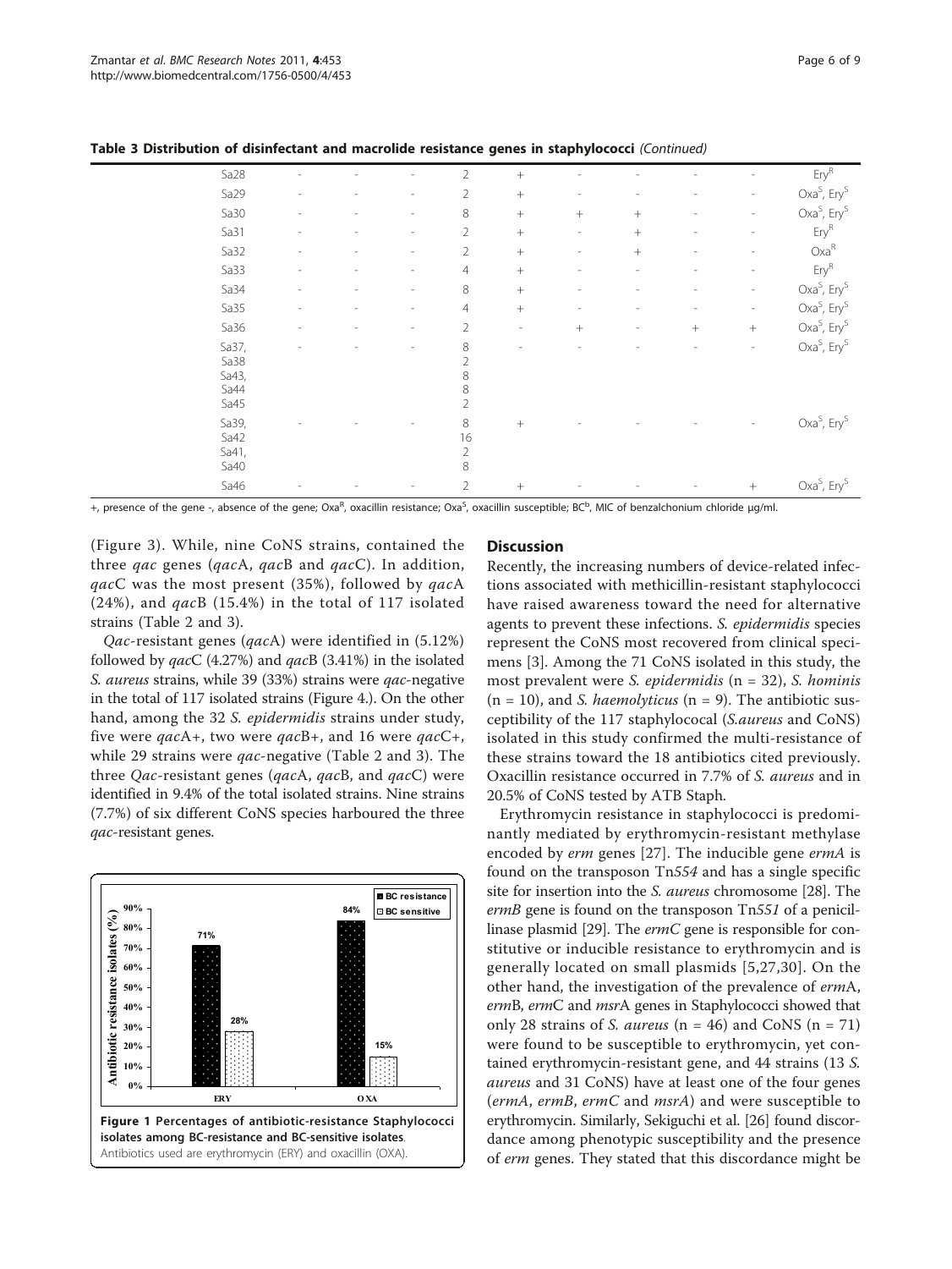**Table 3 Distribution of disinfectant and macrolide resistance genes in staphylococci** *(Continued)*

| | | | | | | | | | | |
|---|---|---|---|---|---|---|---|---|---|---|
| Sa28 | - | - | - | 2 | + | - | - | - | - | Ery$^R$ |
| Sa29 | - | - | - | 2 | + | - | - | - | - | Oxa$^S$, Ery$^S$ |
| Sa30 | - | - | - | 8 | + | + | + | - | - | Oxa$^S$, Ery$^S$ |
| Sa31 | - | - | - | 2 | + | - | + | - | - | Ery$^R$ |
| Sa32 | - | - | - | 2 | + | - | + | - | - | Oxa$^R$ |
| Sa33 | - | - | - | 4 | + | - | - | - | - | Ery$^R$ |
| Sa34 | - | - | - | 8 | + | - | - | - | - | Oxa$^S$, Ery$^S$ |
| Sa35 | - | - | - | 4 | + | - | - | - | - | Oxa$^S$, Ery$^S$ |
| Sa36 | - | - | - | 2 | - | + | - | + | + | Oxa$^S$, Ery$^S$ |
| Sa37, Sa38 Sa43, Sa44 Sa45 | - | - | - | 8 2 8 8 2 | - | - | - | - | - | Oxa$^S$, Ery$^S$ |
| Sa39, Sa42 Sa41, Sa40 | - | - | - | 8 16 2 8 | + | - | - | - | - | Oxa$^S$, Ery$^S$ |
| Sa46 | - | - | - | 2 | + | - | - | - | + | Oxa$^S$, Ery$^S$ |

+, presence of the gene -, absence of the gene; Oxa$^R$, oxacillin resistance; Oxa$^S$, oxacillin susceptible; BC$^b$, MIC of benzalchonium chloride µg/ml.

(Figure 3). While, nine CoNS strains, contained the three *qac* genes (*qac*A, *qac*B and *qac*C). In addition, *qac*C was the most present (35%), followed by *qac*A (24%), and *qac*B (15.4%) in the total of 117 isolated strains (Table 2 and 3).

*Qac*-resistant genes (*qac*A) were identified in (5.12%) followed by *qac*C (4.27%) and *qac*B (3.41%) in the isolated *S. aureus* strains, while 39 (33%) strains were *qac*-negative in the total of 117 isolated strains (Figure 4.). On the other hand, among the 32 *S. epidermidis* strains under study, five were *qac*A+, two were *qac*B+, and 16 were *qac*C+, while 29 strains were *qac*-negative (Table 2 and 3). The three *Qac*-resistant genes (*qac*A, *qac*B, and *qac*C) were identified in 9.4% of the total isolated strains. Nine strains (7.7%) of six different CoNS species harboured the three *qac*-resistant genes.

**Figure 1 Percentages of antibiotic-resistance Staphylococci isolates among BC-resistance and BC-sensitive isolates**. Antibiotics used are erythromycin (ERY) and oxacillin (OXA).

## Discussion

Recently, the increasing numbers of device-related infections associated with methicillin-resistant staphylococci have raised awareness toward the need for alternative agents to prevent these infections. *S. epidermidis* species represent the CoNS most recovered from clinical specimens [3]. Among the 71 CoNS isolated in this study, the most prevalent were *S. epidermidis* (n = 32), *S. hominis* (n = 10), and *S. haemolyticus* (n = 9). The antibiotic susceptibility of the 117 staphylococal (*S.aureus* and CoNS) isolated in this study confirmed the multi-resistance of these strains toward the 18 antibiotics cited previously. Oxacillin resistance occurred in 7.7% of *S. aureus* and in 20.5% of CoNS tested by ATB Staph.

Erythromycin resistance in staphylococci is predominantly mediated by erythromycin-resistant methylase encoded by *erm* genes [27]. The inducible gene *ermA* is found on the transposon Tn*554* and has a single specific site for insertion into the *S. aureus* chromosome [28]. The *ermB* gene is found on the transposon Tn*551* of a penicillinase plasmid [29]. The *ermC* gene is responsible for constitutive or inducible resistance to erythromycin and is generally located on small plasmids [5,27,30]. On the other hand, the investigation of the prevalence of *erm*A, *erm*B, *erm*C and *msr*A genes in Staphylococci showed that only 28 strains of *S. aureus* (n = 46) and CoNS (n = 71) were found to be susceptible to erythromycin, yet contained erythromycin-resistant gene, and 44 strains (13 *S. aureus* and 31 CoNS) have at least one of the four genes (*ermA*, *ermB*, *ermC* and *msrA*) and were susceptible to erythromycin. Similarly, Sekiguchi et al. [26] found discordance among phenotypic susceptibility and the presence of *erm* genes. They stated that this discordance might be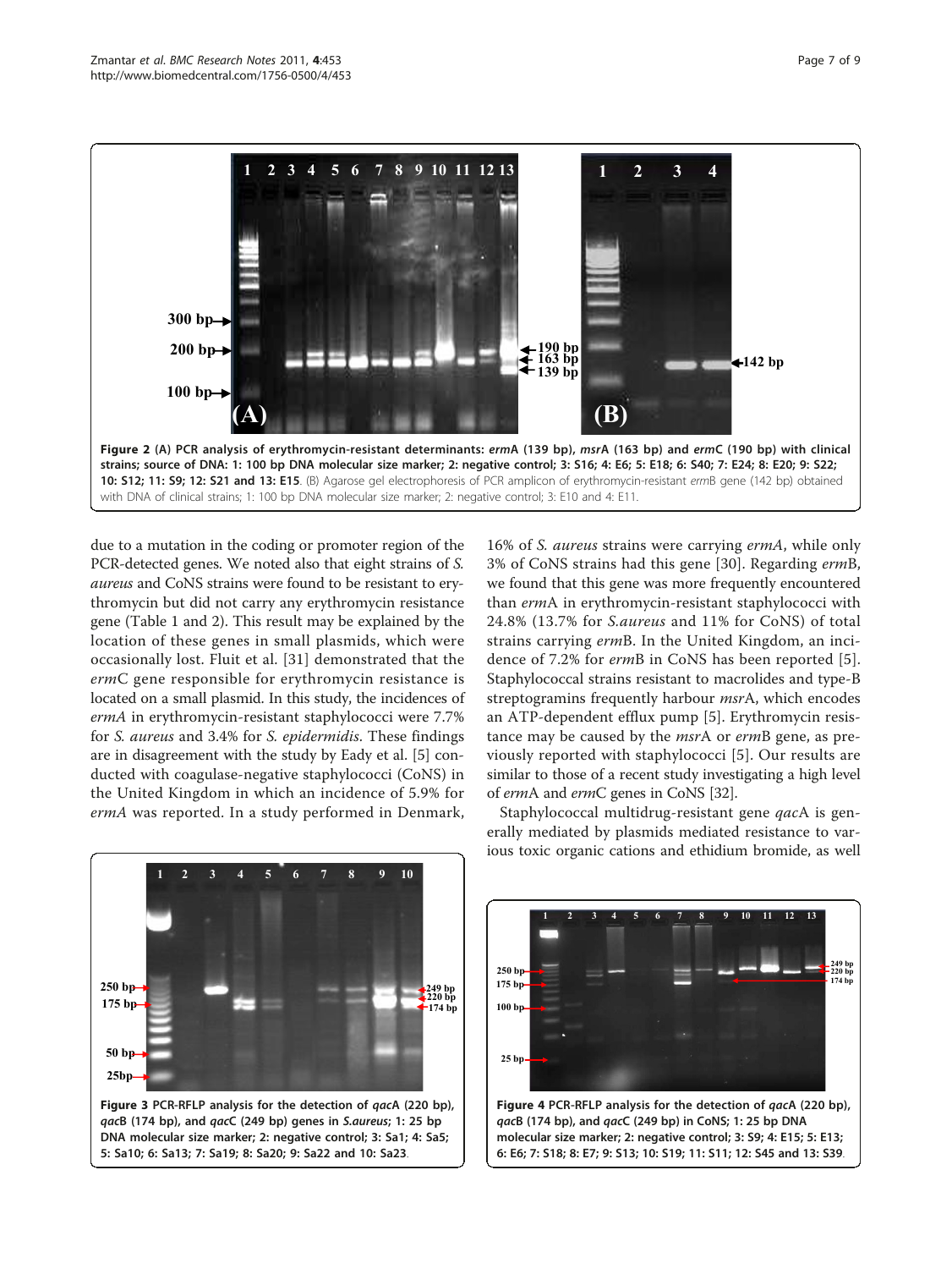Figure 2 (A) PCR analysis of erythromycin-resistant determinants: *erm*A (139 bp), *msr*A (163 bp) and *erm*C (190 bp) with clinical strains; source of DNA: 1: 100 bp DNA molecular size marker; 2: negative control; 3: S16; 4: E6; 5: E18; 6: S40; 7: E24; 8: E20; 9: S22; 10: S12; 11: S9; 12: S21 and 13: E15. (B) Agarose gel electrophoresis of PCR amplicon of erythromycin-resistant *erm*B gene (142 bp) obtained with DNA of clinical strains; 1: 100 bp DNA molecular size marker; 2: negative control; 3: E10 and 4: E11.

due to a mutation in the coding or promoter region of the PCR-detected genes. We noted also that eight strains of *S. aureus* and CoNS strains were found to be resistant to erythromycin but did not carry any erythromycin resistance gene (Table 1 and 2). This result may be explained by the location of these genes in small plasmids, which were occasionally lost. Fluit et al. [31] demonstrated that the *erm*C gene responsible for erythromycin resistance is located on a small plasmid. In this study, the incidences of *ermA* in erythromycin-resistant staphylococci were 7.7% for *S. aureus* and 3.4% for *S. epidermidis*. These findings are in disagreement with the study by Eady et al. [5] conducted with coagulase-negative staphylococci (CoNS) in the United Kingdom in which an incidence of 5.9% for *ermA* was reported. In a study performed in Denmark, 16% of *S. aureus* strains were carrying *ermA*, while only 3% of CoNS strains had this gene [30]. Regarding *erm*B, we found that this gene was more frequently encountered than *erm*A in erythromycin-resistant staphylococci with 24.8% (13.7% for *S.aureus* and 11% for CoNS) of total strains carrying *erm*B. In the United Kingdom, an incidence of 7.2% for *erm*B in CoNS has been reported [5]. Staphylococcal strains resistant to macrolides and type-B streptogramins frequently harbour *msr*A, which encodes an ATP-dependent efflux pump [5]. Erythromycin resistance may be caused by the *msr*A or *erm*B gene, as previously reported with staphylococci [5]. Our results are similar to those of a recent study investigating a high level of *erm*A and *erm*C genes in CoNS [32].

Staphylococcal multidrug-resistant gene *qac*A is generally mediated by plasmids mediated resistance to various toxic organic cations and ethidium bromide, as well

Figure 3 PCR-RFLP analysis for the detection of *qac*A (220 bp), *qac*B (174 bp), and *qac*C (249 bp) genes in *S.aureus*; 1: 25 bp DNA molecular size marker; 2: negative control; 3: Sa1; 4: Sa5; 5: Sa10; 6: Sa13; 7: Sa19; 8: Sa20; 9: Sa22 and 10: Sa23.

Figure 4 PCR-RFLP analysis for the detection of *qac*A (220 bp), *qac*B (174 bp), and *qac*C (249 bp) in CoNS; 1: 25 bp DNA molecular size marker; 2: negative control; 3: S9; 4: E15; 5: E13; 6: E6; 7: S18; 8: E7; 9: S13; 10: S19; 11: S11; 12: S45 and 13: S39.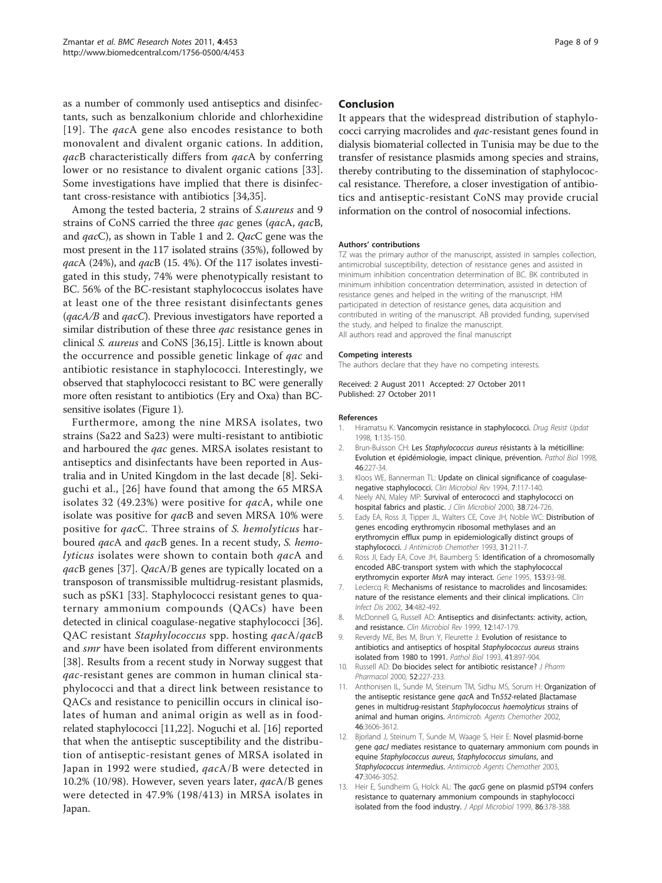as a number of commonly used antiseptics and disinfectants, such as benzalkonium chloride and chlorhexidine [19]. The *qac*A gene also encodes resistance to both monovalent and divalent organic cations. In addition, *qac*B characteristically differs from *qac*A by conferring lower or no resistance to divalent organic cations [33]. Some investigations have implied that there is disinfectant cross-resistance with antibiotics [34,35].

Among the tested bacteria, 2 strains of *S.aureus* and 9 strains of CoNS carried the three *qac* genes (*qac*A, *qac*B, and *qac*C), as shown in Table 1 and 2. *Qac*C gene was the most present in the 117 isolated strains (35%), followed by *qac*A (24%), and *qac*B (15. 4%). Of the 117 isolates investigated in this study, 74% were phenotypically resistant to BC. 56% of the BC-resistant staphylococcus isolates have at least one of the three resistant disinfectants genes (*qacA/B* and *qacC*). Previous investigators have reported a similar distribution of these three *qac* resistance genes in clinical *S. aureus* and CoNS [36,15]. Little is known about the occurrence and possible genetic linkage of *qac* and antibiotic resistance in staphylococci. Interestingly, we observed that staphylococci resistant to BC were generally more often resistant to antibiotics (Ery and Oxa) than BC-sensitive isolates (Figure 1).

Furthermore, among the nine MRSA isolates, two strains (Sa22 and Sa23) were multi-resistant to antibiotic and harboured the *qac* genes. MRSA isolates resistant to antiseptics and disinfectants have been reported in Australia and in United Kingdom in the last decade [8]. Sekiguchi et al., [26] have found that among the 65 MRSA isolates 32 (49.23%) were positive for *qac*A, while one isolate was positive for *qac*B and seven MRSA 10% were positive for *qac*C. Three strains of *S. hemolyticus* harboured *qac*A and *qac*B genes. In a recent study, *S. hemolyticus* isolates were shown to contain both *qac*A and *qac*B genes [37]. *Qac*A/B genes are typically located on a transposon of transmissible multidrug-resistant plasmids, such as pSK1 [33]. Staphylococci resistant genes to quaternary ammonium compounds (QACs) have been detected in clinical coagulase-negative staphylococci [36]. QAC resistant *Staphylococcus* spp. hosting *qac*A/*qac*B and *smr* have been isolated from different environments [38]. Results from a recent study in Norway suggest that *qac*-resistant genes are common in human clinical staphylococci and that a direct link between resistance to QACs and resistance to penicillin occurs in clinical isolates of human and animal origin as well as in food-related staphylococci [11,22]. Noguchi et al. [16] reported that when the antiseptic susceptibility and the distribution of antiseptic-resistant genes of MRSA isolated in Japan in 1992 were studied, *qac*A/B were detected in 10.2% (10/98). However, seven years later, *qac*A/B genes were detected in 47.9% (198/413) in MRSA isolates in Japan.

## Conclusion

It appears that the widespread distribution of staphylococci carrying macrolides and *qac*-resistant genes found in dialysis biomaterial collected in Tunisia may be due to the transfer of resistance plasmids among species and strains, thereby contributing to the dissemination of staphylococcal resistance. Therefore, a closer investigation of antibiotics and antiseptic-resistant CoNS may provide crucial information on the control of nosocomial infections.

#### Authors' contributions

TZ was the primary author of the manuscript, assisted in samples collection, antimicrobial susceptibility, detection of resistance genes and assisted in minimum inhibition concentration determination of BC. BK contributed in minimum inhibition concentration determination, assisted in detection of resistance genes and helped in the writing of the manuscript. HM participated in detection of resistance genes, data acquisition and contributed in writing of the manuscript. AB provided funding, supervised the study, and helped to finalize the manuscript.
All authors read and approved the final manuscript

#### Competing interests

The authors declare that they have no competing interests.

Received: 2 August 2011 Accepted: 27 October 2011
Published: 27 October 2011

#### References

1. Hiramatsu K: **Vancomycin resistance in staphylococci.** *Drug Resist Updat* 1998, **1**:135-150.
2. Brun-Buisson CH: **Les *Staphylococcus aureus* résistants à la méticilline: Evolution et épidémiologie, impact clinique, prévention.** *Pathol Biol* 1998, **46**:227-34.
3. Kloos WE, Bannerman TL: **Update on clinical significance of coagulase-negative staphylococci.** *Clin Microbiol Rev* 1994, **7**:117-140.
4. Neely AN, Maley MP: **Survival of enterococci and staphylococci on hospital fabrics and plastic.** *J Clin Microbiol* 2000, **38**:724-726.
5. Eady EA, Ross JI, Tipper JL, Walters CE, Cove JH, Noble WC: **Distribution of genes encoding erythromycin ribosomal methylases and an erythromycin efflux pump in epidemiologically distinct groups of staphylococci.** *J Antimicrob Chemother* 1993, **31**:211-7.
6. Ross JI, Eady EA, Cove JH, Baumberg S: **Identification of a chromosomally encoded ABC-transport system with which the staphylococcal erythromycin exporter *MsrA* may interact.** *Gene* 1995, **153**:93-98.
7. Leclercq R: **Mechanisms of resistance to macrolides and lincosamides: nature of the resistance elements and their clinical implications.** *Clin Infect Dis* 2002, **34**:482-492.
8. McDonnell G, Russell AD: **Antiseptics and disinfectants: activity, action, and resistance.** *Clin Microbiol Rev* 1999, **12**:147-179.
9. Reverdy ME, Bes M, Brun Y, Fleurette J: **Evolution of resistance to antibiotics and antiseptics of hospital *Staphylococcus aureus* strains isolated from 1980 to 1991.** *Pathol Biol* 1993, **41**:897-904.
10. Russell AD: **Do biocides select for antibiotic resistance?** *J Pharm Pharmacol* 2000, **52**:227-233.
11. Anthonisen IL, Sunde M, Steinum TM, Sidhu MS, Sorum H: **Organization of the antiseptic resistance gene *qacA* and Tn*552*-related βlactamase genes in multidrug-resistant *Staphylococcus haemolyticus* strains of animal and human origins.** *Antimicrob. Agents Chemother* 2002, **46**:3606-3612.
12. Bjorland J, Steinum T, Sunde M, Waage S, Heir E: **Novel plasmid-borne gene *qacJ* mediates resistance to quaternary ammonium com pounds in equine *Staphylococcus aureus*, *Staphylococcus simulans*, and *Staphylococcus intermedius*.** *Antimicrob Agents Chemother* 2003, **47**:3046-3052.
13. Heir E, Sundheim G, Holck AL: **The *qacG* gene on plasmid pST94 confers resistance to quaternary ammonium compounds in staphylococci isolated from the food industry.** *J Appl Microbiol* 1999, **86**:378-388.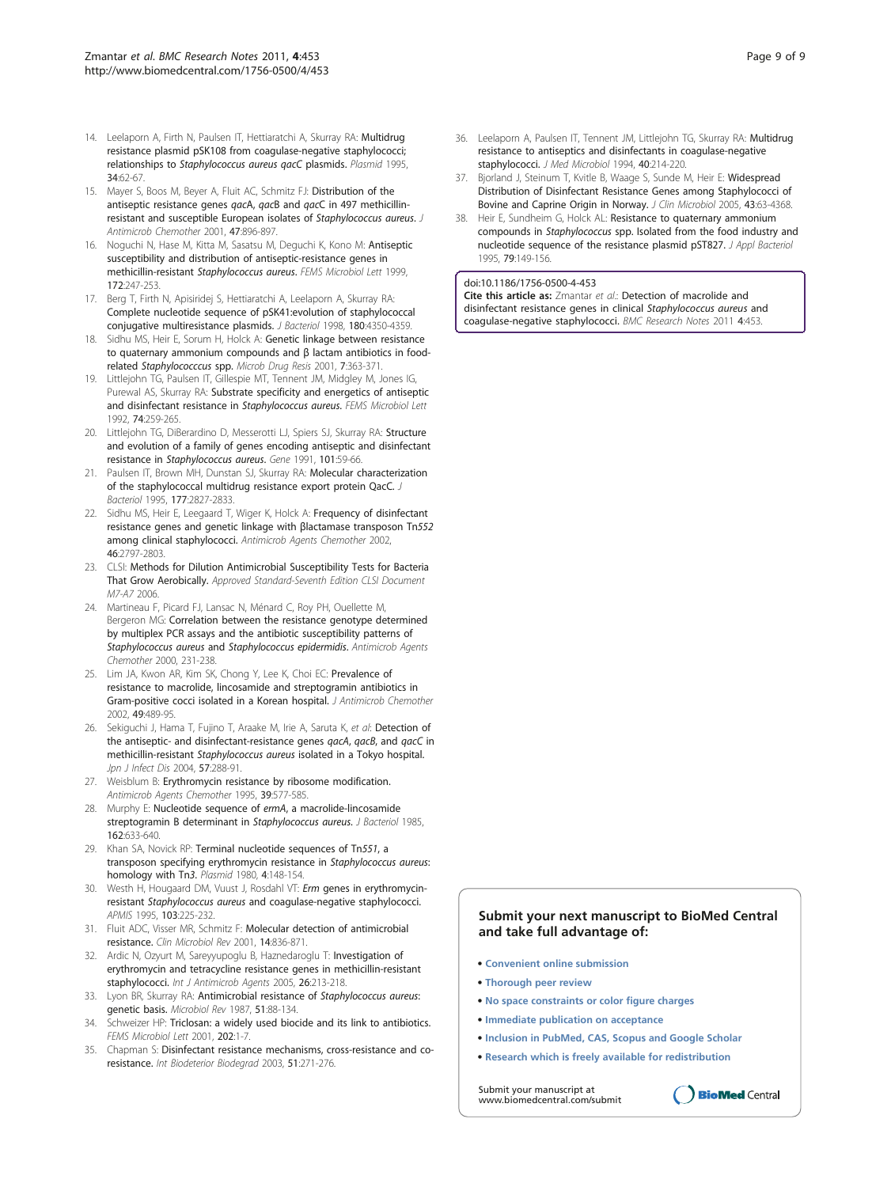14. Leelaporn A, Firth N, Paulsen IT, Hettiaratchi A, Skurray RA: **Multidrug resistance plasmid pSK108 from coagulase-negative staphylococci; relationships to *Staphylococcus aureus qacC* plasmids.** *Plasmid* 1995, **34**:62-67.
15. Mayer S, Boos M, Beyer A, Fluit AC, Schmitz FJ: **Distribution of the antiseptic resistance genes *qacA*, *qacB* and *qacC* in 497 methicillin-resistant and susceptible European isolates of *Staphylococcus aureus*.** *J Antimicrob Chemother* 2001, **47**:896-897.
16. Noguchi N, Hase M, Kitta M, Sasatsu M, Deguchi K, Kono M: **Antiseptic susceptibility and distribution of antiseptic-resistance genes in methicillin-resistant *Staphylococcus aureus*.** *FEMS Microbiol Lett* 1999, **172**:247-253.
17. Berg T, Firth N, Apisiridej S, Hettiaratchi A, Leelaporn A, Skurray RA: **Complete nucleotide sequence of pSK41:evolution of staphylococcal conjugative multiresistance plasmids.** *J Bacteriol* 1998, **180**:4350-4359.
18. Sidhu MS, Heir E, Sorum H, Holck A: **Genetic linkage between resistance to quaternary ammonium compounds and β lactam antibiotics in food-related *Staphylococccus* spp.** *Microb Drug Resis* 2001, **7**:363-371.
19. Littlejohn TG, Paulsen IT, Gillespie MT, Tennent JM, Midgley M, Jones IG, Purewal AS, Skurray RA: **Substrate specificity and energetics of antiseptic and disinfectant resistance in *Staphylococcus aureus*.** *FEMS Microbiol Lett* 1992, **74**:259-265.
20. Littlejohn TG, DiBerardino D, Messerotti LJ, Spiers SJ, Skurray RA: **Structure and evolution of a family of genes encoding antiseptic and disinfectant resistance in *Staphylococcus aureus*.** *Gene* 1991, **101**:59-66.
21. Paulsen IT, Brown MH, Dunstan SJ, Skurray RA: **Molecular characterization of the staphylococcal multidrug resistance export protein QacC.** *J Bacteriol* 1995, **177**:2827-2833.
22. Sidhu MS, Heir E, Leegaard T, Wiger K, Holck A: **Frequency of disinfectant resistance genes and genetic linkage with βlactamase transposon Tn*552* among clinical staphylococci.** *Antimicrob Agents Chemother* 2002, **46**:2797-2803.
23. CLSI: **Methods for Dilution Antimicrobial Susceptibility Tests for Bacteria That Grow Aerobically.** *Approved Standard-Seventh Edition CLSI Document M7-A7* 2006.
24. Martineau F, Picard FJ, Lansac N, Ménard C, Roy PH, Ouellette M, Bergeron MG: **Correlation between the resistance genotype determined by multiplex PCR assays and the antibiotic susceptibility patterns of *Staphylococcus aureus* and *Staphylococcus epidermidis*.** *Antimicrob Agents Chemother* 2000, 231-238.
25. Lim JA, Kwon AR, Kim SK, Chong Y, Lee K, Choi EC: **Prevalence of resistance to macrolide, lincosamide and streptogramin antibiotics in Gram-positive cocci isolated in a Korean hospital.** *J Antimicrob Chemother* 2002, **49**:489-95.
26. Sekiguchi J, Hama T, Fujino T, Araake M, Irie A, Saruta K, *et al*: **Detection of the antiseptic- and disinfectant-resistance genes *qacA*, *qacB*, and *qacC* in methicillin-resistant *Staphylococcus aureus* isolated in a Tokyo hospital.** *Jpn J Infect Dis* 2004, **57**:288-91.
27. Weisblum B: **Erythromycin resistance by ribosome modification.** *Antimicrob Agents Chemother* 1995, **39**:577-585.
28. Murphy E: **Nucleotide sequence of *ermA*, a macrolide-lincosamide streptogramin B determinant in *Staphylococcus aureus*.** *J Bacteriol* 1985, **162**:633-640.
29. Khan SA, Novick RP: **Terminal nucleotide sequences of Tn*551*, a transposon specifying erythromycin resistance in *Staphylococcus aureus*: homology with Tn*3*.** *Plasmid* 1980, **4**:148-154.
30. Westh H, Hougaard DM, Vuust J, Rosdahl VT: ***Erm* genes in erythromycin-resistant *Staphylococcus aureus* and coagulase-negative staphylococci.** *APMIS* 1995, **103**:225-232.
31. Fluit ADC, Visser MR, Schmitz F: **Molecular detection of antimicrobial resistance.** *Clin Microbiol Rev* 2001, **14**:836-871.
32. Ardic N, Ozyurt M, Sareyyupoglu B, Haznedaroglu T: **Investigation of erythromycin and tetracycline resistance genes in methicillin-resistant staphylococci.** *Int J Antimicrob Agents* 2005, **26**:213-218.
33. Lyon BR, Skurray RA: **Antimicrobial resistance of *Staphylococcus aureus*: genetic basis.** *Microbiol Rev* 1987, **51**:88-134.
34. Schweizer HP: **Triclosan: a widely used biocide and its link to antibiotics.** *FEMS Microbiol Lett* 2001, **202**:1-7.
35. Chapman S: **Disinfectant resistance mechanisms, cross-resistance and co-resistance.** *Int Biodeterior Biodegrad* 2003, **51**:271-276.
36. Leelaporn A, Paulsen IT, Tennent JM, Littlejohn TG, Skurray RA: **Multidrug resistance to antiseptics and disinfectants in coagulase-negative staphylococci.** *J Med Microbiol* 1994, **40**:214-220.
37. Bjorland J, Steinum T, Kvitle B, Waage S, Sunde M, Heir E: **Widespread Distribution of Disinfectant Resistance Genes among Staphylococci of Bovine and Caprine Origin in Norway.** *J Clin Microbiol* 2005, **43**:63-4368.
38. Heir E, Sundheim G, Holck AL: **Resistance to quaternary ammonium compounds in *Staphylococcus* spp. Isolated from the food industry and nucleotide sequence of the resistance plasmid pST827.** *J Appl Bacteriol* 1995, **79**:149-156.

doi:10.1186/1756-0500-4-453

**Cite this article as:** Zmantar *et al.*: Detection of macrolide and disinfectant resistance genes in clinical *Staphylococcus aureus* and coagulase-negative staphylococci. *BMC Research Notes* 2011 **4**:453.

**Submit your next manuscript to BioMed Central and take full advantage of:**

- Convenient online submission
- Thorough peer review
- No space constraints or color figure charges
- Immediate publication on acceptance
- Inclusion in PubMed, CAS, Scopus and Google Scholar
- Research which is freely available for redistribution

Submit your manuscript at www.biomedcentral.com/submit

BioMed Central